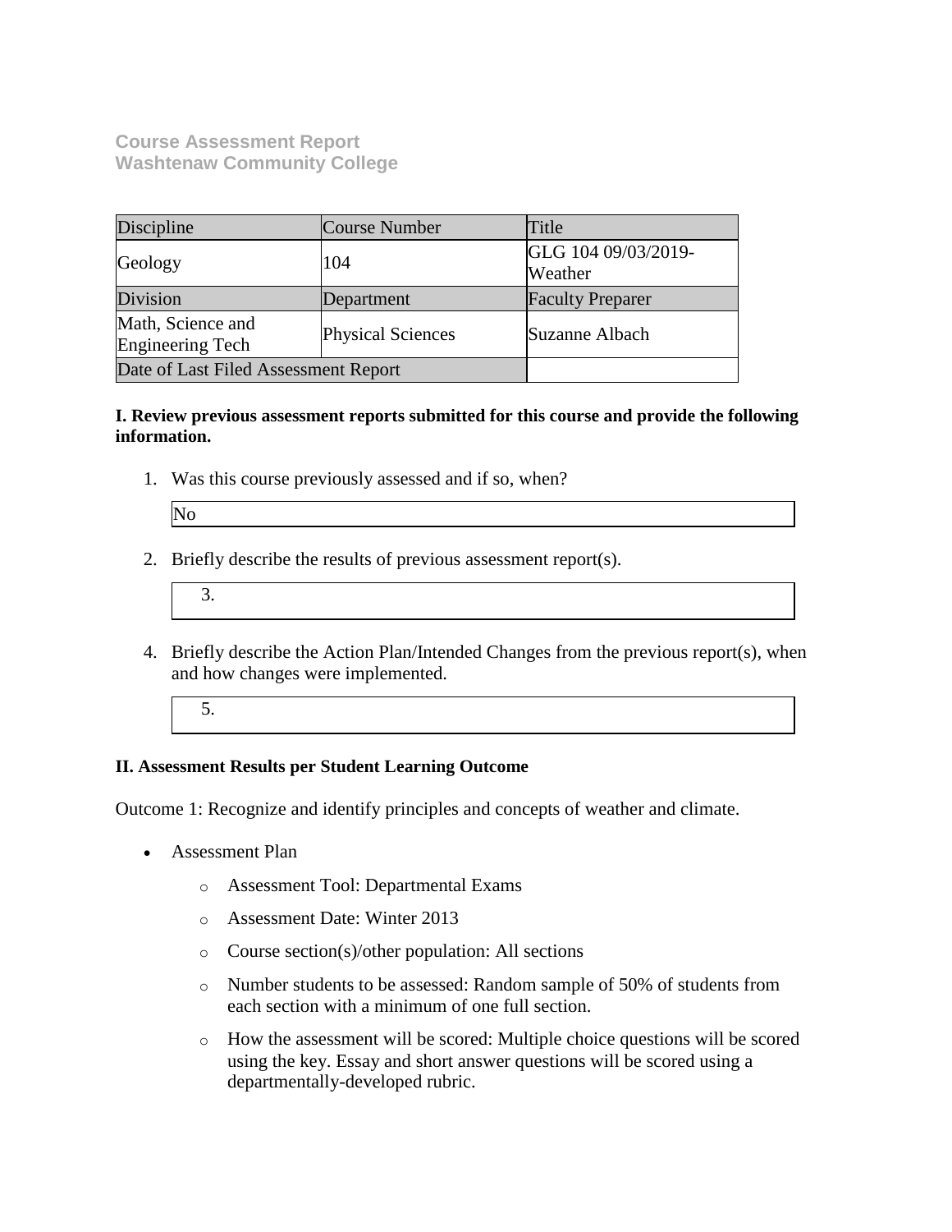**Course Assessment Report**
**Washtenaw Community College**

| Discipline | Course Number | Title |
|---|---|---|
| Geology | 104 | GLG 104 09/03/2019-Weather |
| Division | Department | Faculty Preparer |
| Math, Science and Engineering Tech | Physical Sciences | Suzanne Albach |
| Date of Last Filed Assessment Report | | |

**I. Review previous assessment reports submitted for this course and provide the following information.**

1. Was this course previously assessed and if so, when?

   No

2. Briefly describe the results of previous assessment report(s).

   3.

4. Briefly describe the Action Plan/Intended Changes from the previous report(s), when and how changes were implemented.

   5.

**II. Assessment Results per Student Learning Outcome**

Outcome 1: Recognize and identify principles and concepts of weather and climate.

- Assessment Plan
  - Assessment Tool: Departmental Exams
  - Assessment Date: Winter 2013
  - Course section(s)/other population: All sections
  - Number students to be assessed: Random sample of 50% of students from each section with a minimum of one full section.
  - How the assessment will be scored: Multiple choice questions will be scored using the key. Essay and short answer questions will be scored using a departmentally-developed rubric.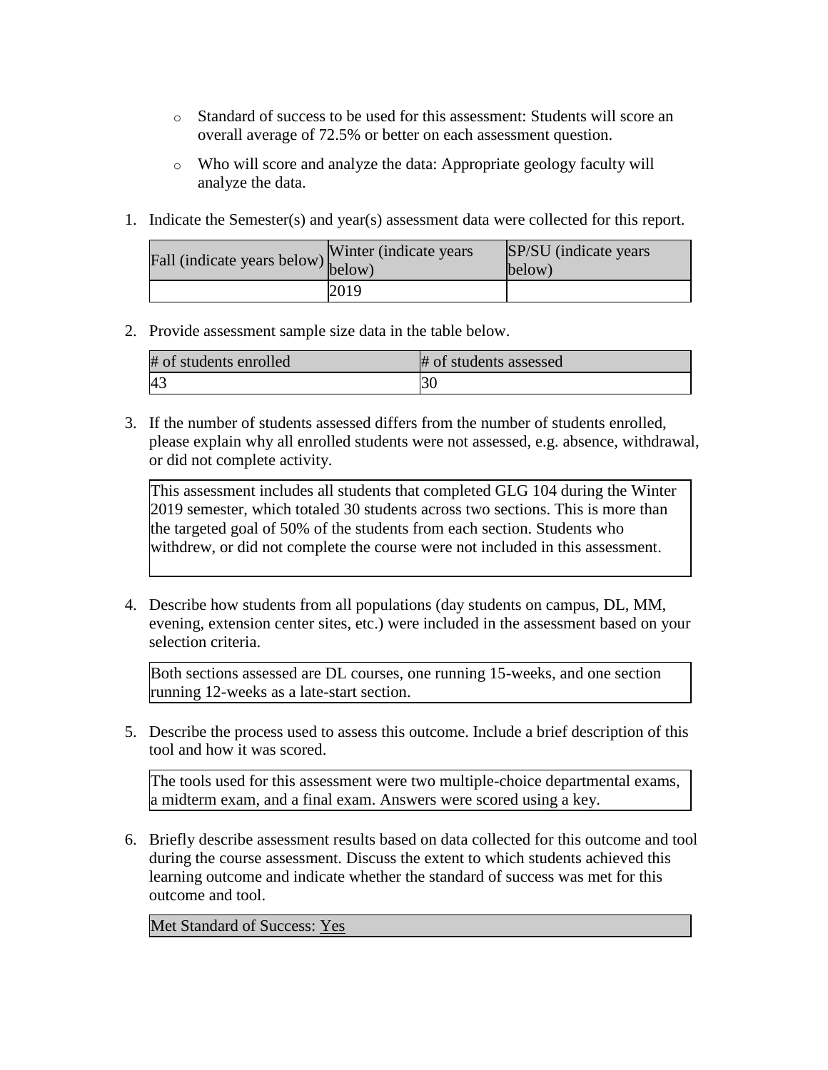- Standard of success to be used for this assessment: Students will score an overall average of 72.5% or better on each assessment question.
- Who will score and analyze the data: Appropriate geology faculty will analyze the data.

1. Indicate the Semester(s) and year(s) assessment data were collected for this report.

| Fall (indicate years below) | Winter (indicate years below) | SP/SU (indicate years below) |
| --- | --- | --- |
| | 2019 | |

2. Provide assessment sample size data in the table below.

| # of students enrolled | # of students assessed |
| --- | --- |
| 43 | 30 |

3. If the number of students assessed differs from the number of students enrolled, please explain why all enrolled students were not assessed, e.g. absence, withdrawal, or did not complete activity.

This assessment includes all students that completed GLG 104 during the Winter 2019 semester, which totaled 30 students across two sections. This is more than the targeted goal of 50% of the students from each section. Students who withdrew, or did not complete the course were not included in this assessment.

4. Describe how students from all populations (day students on campus, DL, MM, evening, extension center sites, etc.) were included in the assessment based on your selection criteria.

Both sections assessed are DL courses, one running 15-weeks, and one section running 12-weeks as a late-start section.

5. Describe the process used to assess this outcome. Include a brief description of this tool and how it was scored.

The tools used for this assessment were two multiple-choice departmental exams, a midterm exam, and a final exam. Answers were scored using a key.

6. Briefly describe assessment results based on data collected for this outcome and tool during the course assessment. Discuss the extent to which students achieved this learning outcome and indicate whether the standard of success was met for this outcome and tool.

Met Standard of Success: Yes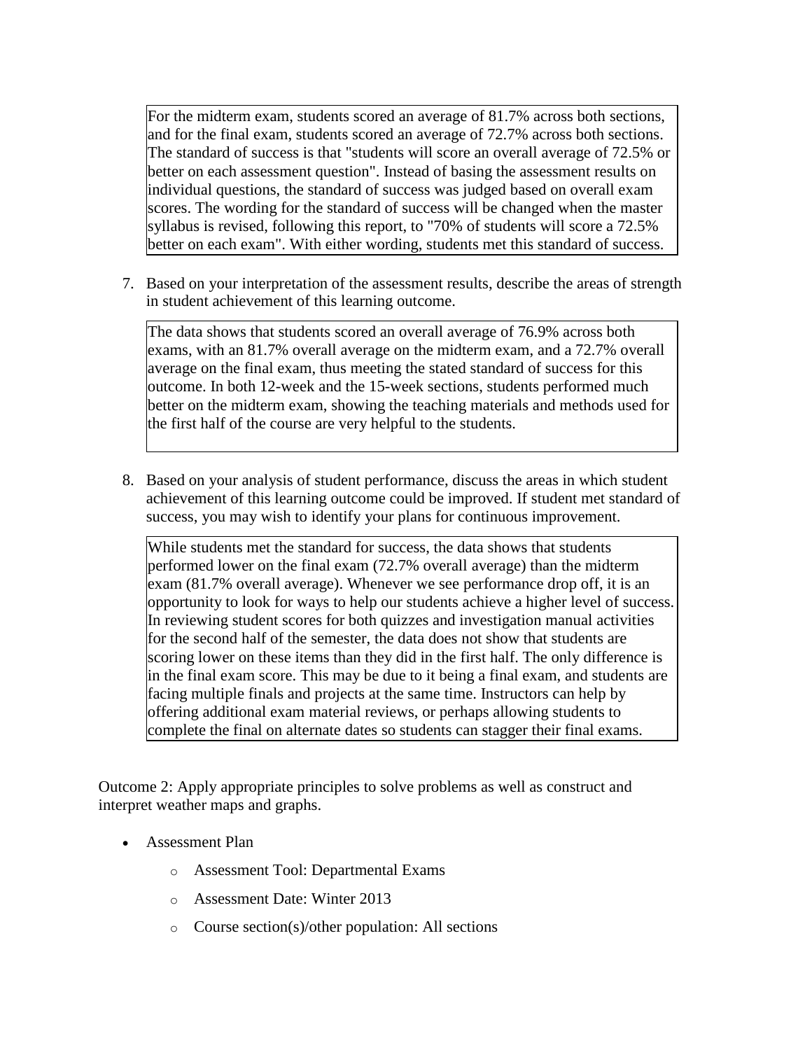For the midterm exam, students scored an average of 81.7% across both sections, and for the final exam, students scored an average of 72.7% across both sections. The standard of success is that "students will score an overall average of 72.5% or better on each assessment question". Instead of basing the assessment results on individual questions, the standard of success was judged based on overall exam scores. The wording for the standard of success will be changed when the master syllabus is revised, following this report, to "70% of students will score a 72.5% better on each exam". With either wording, students met this standard of success.

7. Based on your interpretation of the assessment results, describe the areas of strength in student achievement of this learning outcome.

The data shows that students scored an overall average of 76.9% across both exams, with an 81.7% overall average on the midterm exam, and a 72.7% overall average on the final exam, thus meeting the stated standard of success for this outcome. In both 12-week and the 15-week sections, students performed much better on the midterm exam, showing the teaching materials and methods used for the first half of the course are very helpful to the students.

8. Based on your analysis of student performance, discuss the areas in which student achievement of this learning outcome could be improved. If student met standard of success, you may wish to identify your plans for continuous improvement.

While students met the standard for success, the data shows that students performed lower on the final exam (72.7% overall average) than the midterm exam (81.7% overall average). Whenever we see performance drop off, it is an opportunity to look for ways to help our students achieve a higher level of success. In reviewing student scores for both quizzes and investigation manual activities for the second half of the semester, the data does not show that students are scoring lower on these items than they did in the first half. The only difference is in the final exam score. This may be due to it being a final exam, and students are facing multiple finals and projects at the same time. Instructors can help by offering additional exam material reviews, or perhaps allowing students to complete the final on alternate dates so students can stagger their final exams.

Outcome 2: Apply appropriate principles to solve problems as well as construct and interpret weather maps and graphs.

- Assessment Plan
  - Assessment Tool: Departmental Exams
  - Assessment Date: Winter 2013
  - Course section(s)/other population: All sections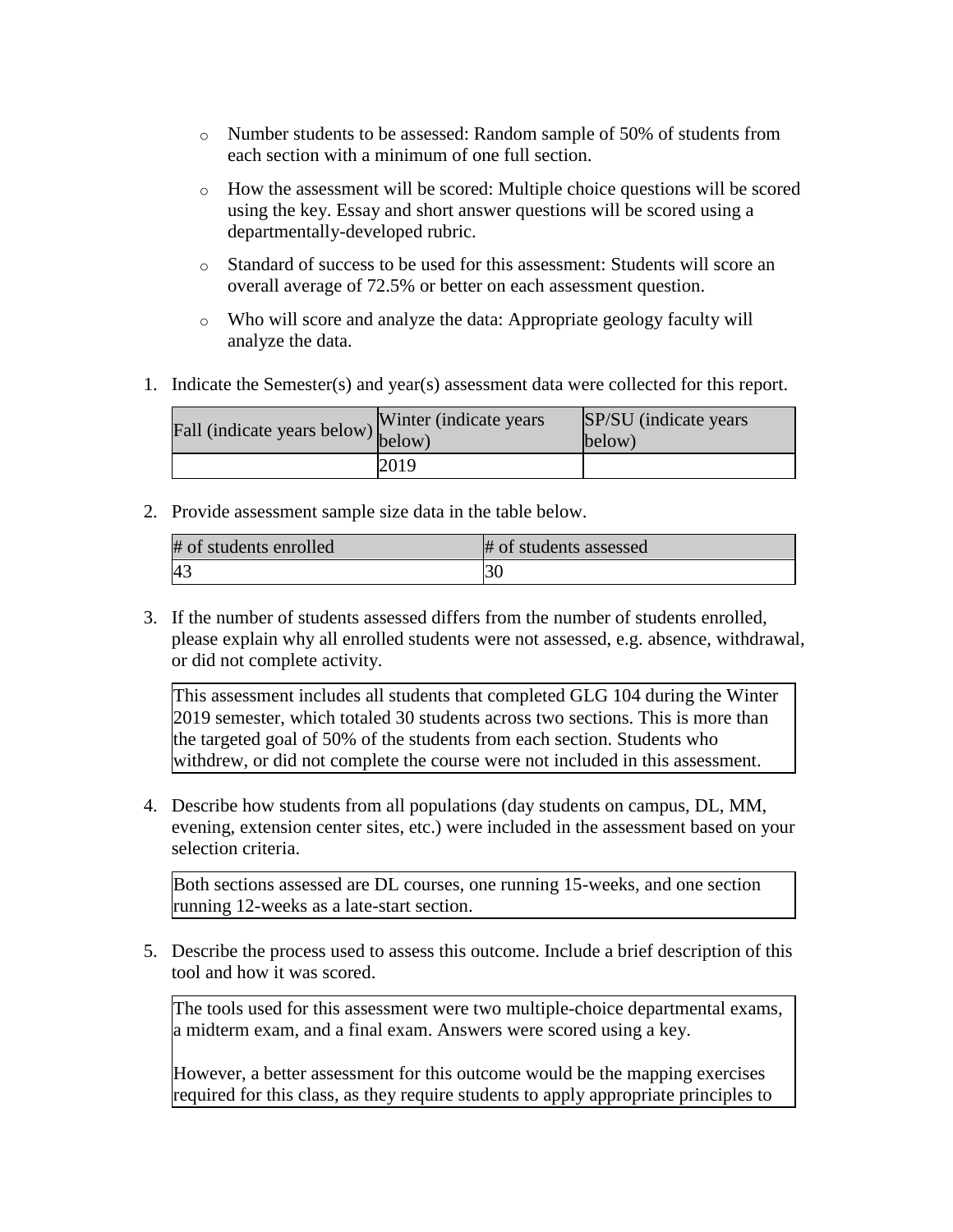- Number students to be assessed: Random sample of 50% of students from each section with a minimum of one full section.
- How the assessment will be scored: Multiple choice questions will be scored using the key. Essay and short answer questions will be scored using a departmentally-developed rubric.
- Standard of success to be used for this assessment: Students will score an overall average of 72.5% or better on each assessment question.
- Who will score and analyze the data: Appropriate geology faculty will analyze the data.

1. Indicate the Semester(s) and year(s) assessment data were collected for this report.

| Fall (indicate years below) | Winter (indicate years below) | SP/SU (indicate years below) |
|---|---|---|
| | 2019 | |

2. Provide assessment sample size data in the table below.

| # of students enrolled | # of students assessed |
|---|---|
| 43 | 30 |

3. If the number of students assessed differs from the number of students enrolled, please explain why all enrolled students were not assessed, e.g. absence, withdrawal, or did not complete activity.

This assessment includes all students that completed GLG 104 during the Winter 2019 semester, which totaled 30 students across two sections. This is more than the targeted goal of 50% of the students from each section. Students who withdrew, or did not complete the course were not included in this assessment.

4. Describe how students from all populations (day students on campus, DL, MM, evening, extension center sites, etc.) were included in the assessment based on your selection criteria.

Both sections assessed are DL courses, one running 15-weeks, and one section running 12-weeks as a late-start section.

5. Describe the process used to assess this outcome. Include a brief description of this tool and how it was scored.

The tools used for this assessment were two multiple-choice departmental exams, a midterm exam, and a final exam. Answers were scored using a key.

However, a better assessment for this outcome would be the mapping exercises required for this class, as they require students to apply appropriate principles to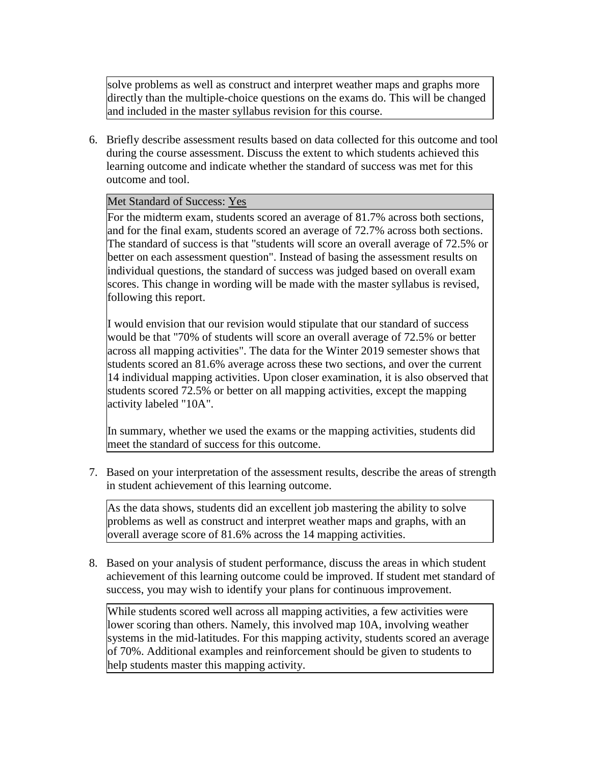solve problems as well as construct and interpret weather maps and graphs more directly than the multiple-choice questions on the exams do. This will be changed and included in the master syllabus revision for this course.

6. Briefly describe assessment results based on data collected for this outcome and tool during the course assessment. Discuss the extent to which students achieved this learning outcome and indicate whether the standard of success was met for this outcome and tool.

Met Standard of Success: Yes

For the midterm exam, students scored an average of 81.7% across both sections, and for the final exam, students scored an average of 72.7% across both sections. The standard of success is that "students will score an overall average of 72.5% or better on each assessment question". Instead of basing the assessment results on individual questions, the standard of success was judged based on overall exam scores. This change in wording will be made with the master syllabus is revised, following this report.

I would envision that our revision would stipulate that our standard of success would be that "70% of students will score an overall average of 72.5% or better across all mapping activities". The data for the Winter 2019 semester shows that students scored an 81.6% average across these two sections, and over the current 14 individual mapping activities. Upon closer examination, it is also observed that students scored 72.5% or better on all mapping activities, except the mapping activity labeled "10A".

In summary, whether we used the exams or the mapping activities, students did meet the standard of success for this outcome.

7. Based on your interpretation of the assessment results, describe the areas of strength in student achievement of this learning outcome.

As the data shows, students did an excellent job mastering the ability to solve problems as well as construct and interpret weather maps and graphs, with an overall average score of 81.6% across the 14 mapping activities.

8. Based on your analysis of student performance, discuss the areas in which student achievement of this learning outcome could be improved. If student met standard of success, you may wish to identify your plans for continuous improvement.

While students scored well across all mapping activities, a few activities were lower scoring than others. Namely, this involved map 10A, involving weather systems in the mid-latitudes. For this mapping activity, students scored an average of 70%. Additional examples and reinforcement should be given to students to help students master this mapping activity.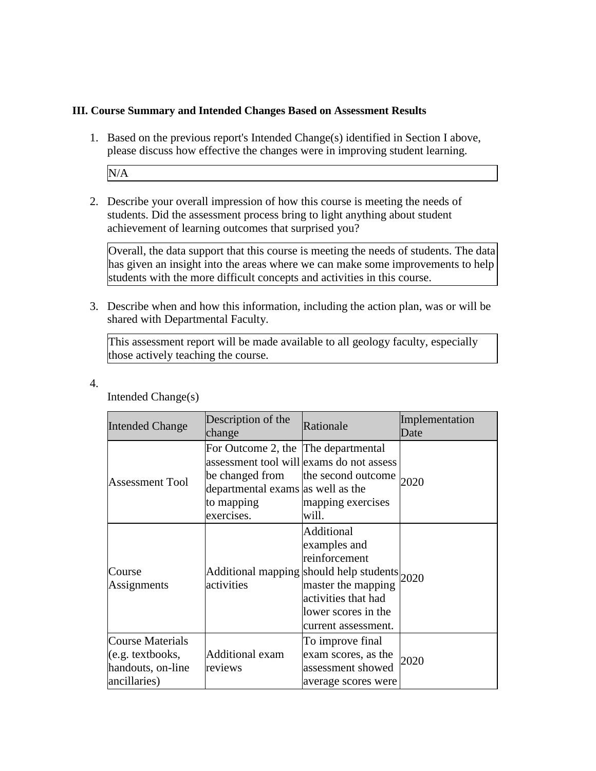**III. Course Summary and Intended Changes Based on Assessment Results**

1. Based on the previous report's Intended Change(s) identified in Section I above, please discuss how effective the changes were in improving student learning.

   N/A

2. Describe your overall impression of how this course is meeting the needs of students. Did the assessment process bring to light anything about student achievement of learning outcomes that surprised you?

   Overall, the data support that this course is meeting the needs of students. The data has given an insight into the areas where we can make some improvements to help students with the more difficult concepts and activities in this course.

3. Describe when and how this information, including the action plan, was or will be shared with Departmental Faculty.

   This assessment report will be made available to all geology faculty, especially those actively teaching the course.

4. Intended Change(s)

| Intended Change | Description of the change | Rationale | Implementation Date |
|---|---|---|---|
| Assessment Tool | For Outcome 2, the assessment tool will be changed from departmental exams to mapping exercises. | The departmental exams do not assess the second outcome as well as the mapping exercises will. | 2020 |
| Course Assignments | Additional mapping activities | Additional examples and reinforcement should help students master the mapping activities that had lower scores in the current assessment. | 2020 |
| Course Materials (e.g. textbooks, handouts, on-line ancillaries) | Additional exam reviews | To improve final exam scores, as the assessment showed average scores were | 2020 |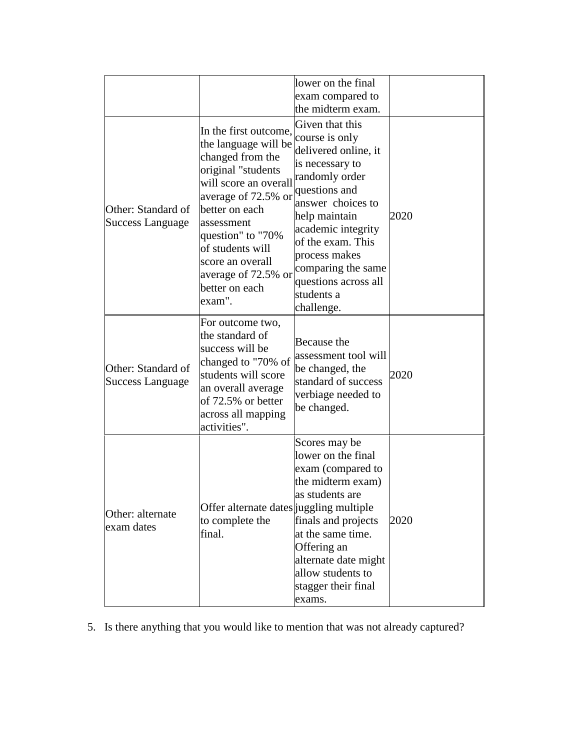| | | | |
|---|---|---|---|
| | | lower on the final exam compared to the midterm exam. | |
| Other: Standard of Success Language | In the first outcome, the language will be changed from the original "students will score an overall average of 72.5% or better on each assessment question" to "70% of students will score an overall average of 72.5% or better on each exam". | Given that this course is only delivered online, it is necessary to randomly order questions and answer choices to help maintain academic integrity of the exam. This process makes comparing the same questions across all students a challenge. | 2020 |
| Other: Standard of Success Language | For outcome two, the standard of success will be changed to "70% of students will score an overall average of 72.5% or better across all mapping activities". | Because the assessment tool will be changed, the standard of success verbiage needed to be changed. | 2020 |
| Other: alternate exam dates | Offer alternate dates to complete the final. | Scores may be lower on the final exam (compared to the midterm exam) as students are juggling multiple finals and projects at the same time. Offering an alternate date might allow students to stagger their final exams. | 2020 |

5. Is there anything that you would like to mention that was not already captured?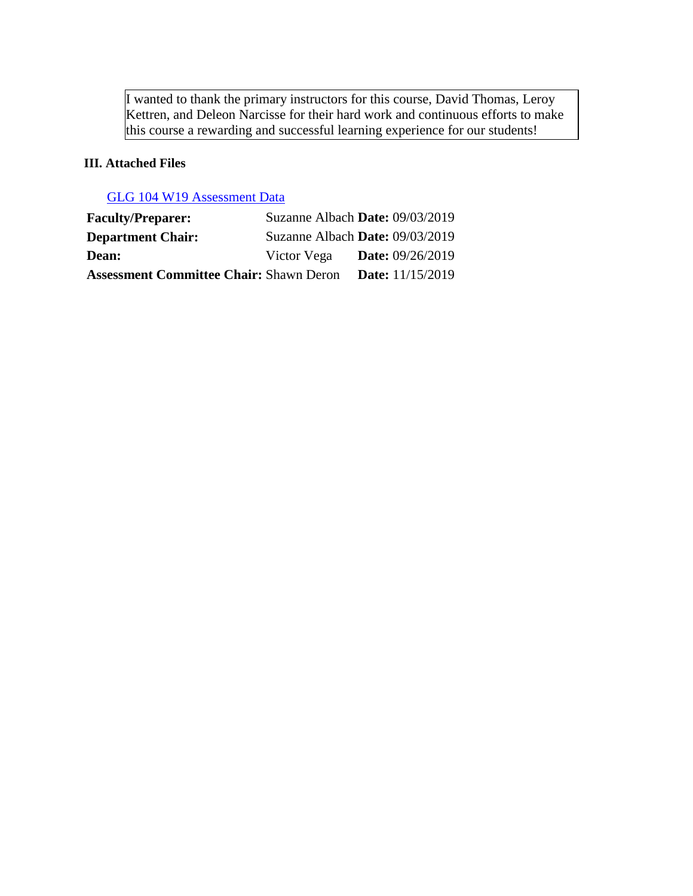I wanted to thank the primary instructors for this course, David Thomas, Leroy Kettren, and Deleon Narcisse for their hard work and continuous efforts to make this course a rewarding and successful learning experience for our students!

### III. Attached Files

GLG 104 W19 Assessment Data

| | | |
|---|---|---|
| **Faculty/Preparer:** | Suzanne Albach | **Date:** 09/03/2019 |
| **Department Chair:** | Suzanne Albach | **Date:** 09/03/2019 |
| **Dean:** | Victor Vega | **Date:** 09/26/2019 |
| **Assessment Committee Chair:** | Shawn Deron | **Date:** 11/15/2019 |